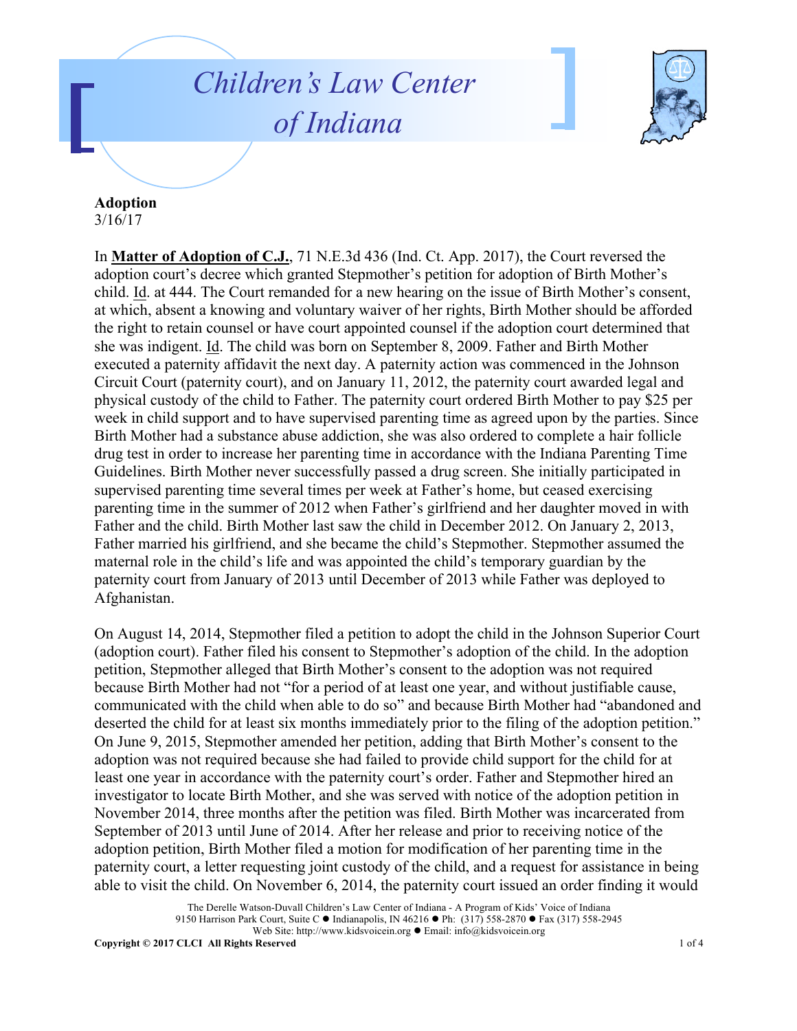# Children's Law Center of Indiana

**Adoption**
3/16/17

In **Matter of Adoption of C.J.**, 71 N.E.3d 436 (Ind. Ct. App. 2017), the Court reversed the adoption court's decree which granted Stepmother's petition for adoption of Birth Mother's child. Id. at 444. The Court remanded for a new hearing on the issue of Birth Mother's consent, at which, absent a knowing and voluntary waiver of her rights, Birth Mother should be afforded the right to retain counsel or have court appointed counsel if the adoption court determined that she was indigent. Id. The child was born on September 8, 2009. Father and Birth Mother executed a paternity affidavit the next day. A paternity action was commenced in the Johnson Circuit Court (paternity court), and on January 11, 2012, the paternity court awarded legal and physical custody of the child to Father. The paternity court ordered Birth Mother to pay $25 per week in child support and to have supervised parenting time as agreed upon by the parties. Since Birth Mother had a substance abuse addiction, she was also ordered to complete a hair follicle drug test in order to increase her parenting time in accordance with the Indiana Parenting Time Guidelines. Birth Mother never successfully passed a drug screen. She initially participated in supervised parenting time several times per week at Father's home, but ceased exercising parenting time in the summer of 2012 when Father's girlfriend and her daughter moved in with Father and the child. Birth Mother last saw the child in December 2012. On January 2, 2013, Father married his girlfriend, and she became the child's Stepmother. Stepmother assumed the maternal role in the child's life and was appointed the child's temporary guardian by the paternity court from January of 2013 until December of 2013 while Father was deployed to Afghanistan.

On August 14, 2014, Stepmother filed a petition to adopt the child in the Johnson Superior Court (adoption court). Father filed his consent to Stepmother's adoption of the child. In the adoption petition, Stepmother alleged that Birth Mother's consent to the adoption was not required because Birth Mother had not "for a period of at least one year, and without justifiable cause, communicated with the child when able to do so" and because Birth Mother had "abandoned and deserted the child for at least six months immediately prior to the filing of the adoption petition." On June 9, 2015, Stepmother amended her petition, adding that Birth Mother's consent to the adoption was not required because she had failed to provide child support for the child for at least one year in accordance with the paternity court's order. Father and Stepmother hired an investigator to locate Birth Mother, and she was served with notice of the adoption petition in November 2014, three months after the petition was filed. Birth Mother was incarcerated from September of 2013 until June of 2014. After her release and prior to receiving notice of the adoption petition, Birth Mother filed a motion for modification of her parenting time in the paternity court, a letter requesting joint custody of the child, and a request for assistance in being able to visit the child. On November 6, 2014, the paternity court issued an order finding it would

The Derelle Watson-Duvall Children's Law Center of Indiana - A Program of Kids' Voice of Indiana
9150 Harrison Park Court, Suite C ● Indianapolis, IN 46216 ● Ph: (317) 558-2870 ● Fax (317) 558-2945
Web Site: http://www.kidsvoicein.org ● Email: info@kidsvoicein.org
**Copyright © 2017 CLCI All Rights Reserved**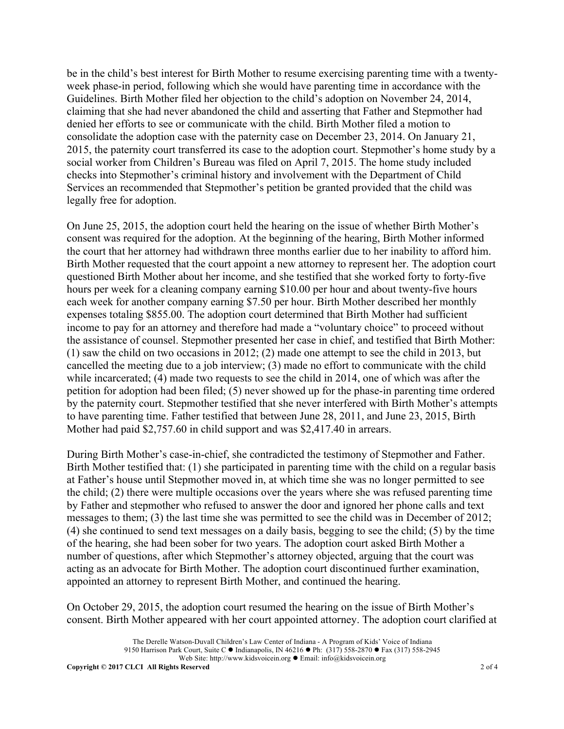be in the child's best interest for Birth Mother to resume exercising parenting time with a twenty-week phase-in period, following which she would have parenting time in accordance with the Guidelines. Birth Mother filed her objection to the child's adoption on November 24, 2014, claiming that she had never abandoned the child and asserting that Father and Stepmother had denied her efforts to see or communicate with the child. Birth Mother filed a motion to consolidate the adoption case with the paternity case on December 23, 2014. On January 21, 2015, the paternity court transferred its case to the adoption court. Stepmother's home study by a social worker from Children's Bureau was filed on April 7, 2015. The home study included checks into Stepmother's criminal history and involvement with the Department of Child Services an recommended that Stepmother's petition be granted provided that the child was legally free for adoption.

On June 25, 2015, the adoption court held the hearing on the issue of whether Birth Mother's consent was required for the adoption. At the beginning of the hearing, Birth Mother informed the court that her attorney had withdrawn three months earlier due to her inability to afford him. Birth Mother requested that the court appoint a new attorney to represent her. The adoption court questioned Birth Mother about her income, and she testified that she worked forty to forty-five hours per week for a cleaning company earning $10.00 per hour and about twenty-five hours each week for another company earning $7.50 per hour. Birth Mother described her monthly expenses totaling $855.00. The adoption court determined that Birth Mother had sufficient income to pay for an attorney and therefore had made a "voluntary choice" to proceed without the assistance of counsel. Stepmother presented her case in chief, and testified that Birth Mother: (1) saw the child on two occasions in 2012; (2) made one attempt to see the child in 2013, but cancelled the meeting due to a job interview; (3) made no effort to communicate with the child while incarcerated; (4) made two requests to see the child in 2014, one of which was after the petition for adoption had been filed; (5) never showed up for the phase-in parenting time ordered by the paternity court. Stepmother testified that she never interfered with Birth Mother's attempts to have parenting time. Father testified that between June 28, 2011, and June 23, 2015, Birth Mother had paid $2,757.60 in child support and was $2,417.40 in arrears.

During Birth Mother's case-in-chief, she contradicted the testimony of Stepmother and Father. Birth Mother testified that: (1) she participated in parenting time with the child on a regular basis at Father's house until Stepmother moved in, at which time she was no longer permitted to see the child; (2) there were multiple occasions over the years where she was refused parenting time by Father and stepmother who refused to answer the door and ignored her phone calls and text messages to them; (3) the last time she was permitted to see the child was in December of 2012; (4) she continued to send text messages on a daily basis, begging to see the child; (5) by the time of the hearing, she had been sober for two years. The adoption court asked Birth Mother a number of questions, after which Stepmother's attorney objected, arguing that the court was acting as an advocate for Birth Mother. The adoption court discontinued further examination, appointed an attorney to represent Birth Mother, and continued the hearing.

On October 29, 2015, the adoption court resumed the hearing on the issue of Birth Mother's consent. Birth Mother appeared with her court appointed attorney. The adoption court clarified at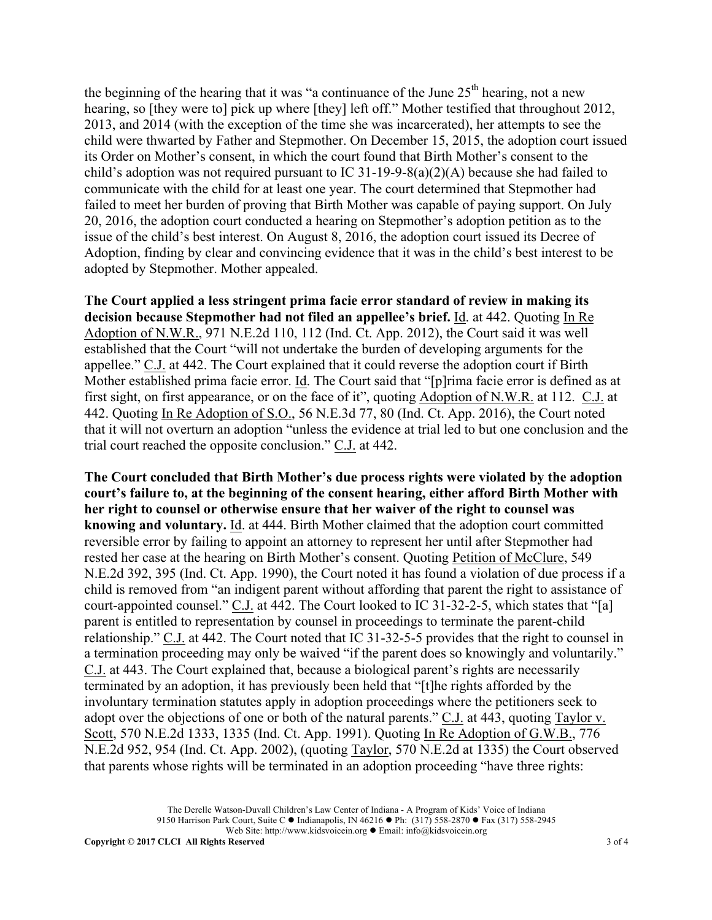the beginning of the hearing that it was "a continuance of the June 25th hearing, not a new hearing, so [they were to] pick up where [they] left off." Mother testified that throughout 2012, 2013, and 2014 (with the exception of the time she was incarcerated), her attempts to see the child were thwarted by Father and Stepmother. On December 15, 2015, the adoption court issued its Order on Mother's consent, in which the court found that Birth Mother's consent to the child's adoption was not required pursuant to IC 31-19-9-8(a)(2)(A) because she had failed to communicate with the child for at least one year. The court determined that Stepmother had failed to meet her burden of proving that Birth Mother was capable of paying support. On July 20, 2016, the adoption court conducted a hearing on Stepmother's adoption petition as to the issue of the child's best interest. On August 8, 2016, the adoption court issued its Decree of Adoption, finding by clear and convincing evidence that it was in the child's best interest to be adopted by Stepmother. Mother appealed.

**The Court applied a less stringent prima facie error standard of review in making its decision because Stepmother had not filed an appellee's brief.** Id. at 442. Quoting In Re Adoption of N.W.R., 971 N.E.2d 110, 112 (Ind. Ct. App. 2012), the Court said it was well established that the Court "will not undertake the burden of developing arguments for the appellee." C.J. at 442. The Court explained that it could reverse the adoption court if Birth Mother established prima facie error. Id. The Court said that "[p]rima facie error is defined as at first sight, on first appearance, or on the face of it", quoting Adoption of N.W.R. at 112. C.J. at 442. Quoting In Re Adoption of S.O., 56 N.E.3d 77, 80 (Ind. Ct. App. 2016), the Court noted that it will not overturn an adoption "unless the evidence at trial led to but one conclusion and the trial court reached the opposite conclusion." C.J. at 442.

**The Court concluded that Birth Mother's due process rights were violated by the adoption court's failure to, at the beginning of the consent hearing, either afford Birth Mother with her right to counsel or otherwise ensure that her waiver of the right to counsel was knowing and voluntary.** Id. at 444. Birth Mother claimed that the adoption court committed reversible error by failing to appoint an attorney to represent her until after Stepmother had rested her case at the hearing on Birth Mother's consent. Quoting Petition of McClure, 549 N.E.2d 392, 395 (Ind. Ct. App. 1990), the Court noted it has found a violation of due process if a child is removed from "an indigent parent without affording that parent the right to assistance of court-appointed counsel." C.J. at 442. The Court looked to IC 31-32-2-5, which states that "[a] parent is entitled to representation by counsel in proceedings to terminate the parent-child relationship." C.J. at 442. The Court noted that IC 31-32-5-5 provides that the right to counsel in a termination proceeding may only be waived "if the parent does so knowingly and voluntarily." C.J. at 443. The Court explained that, because a biological parent's rights are necessarily terminated by an adoption, it has previously been held that "[t]he rights afforded by the involuntary termination statutes apply in adoption proceedings where the petitioners seek to adopt over the objections of one or both of the natural parents." C.J. at 443, quoting Taylor v. Scott, 570 N.E.2d 1333, 1335 (Ind. Ct. App. 1991). Quoting In Re Adoption of G.W.B., 776 N.E.2d 952, 954 (Ind. Ct. App. 2002), (quoting Taylor, 570 N.E.2d at 1335) the Court observed that parents whose rights will be terminated in an adoption proceeding "have three rights: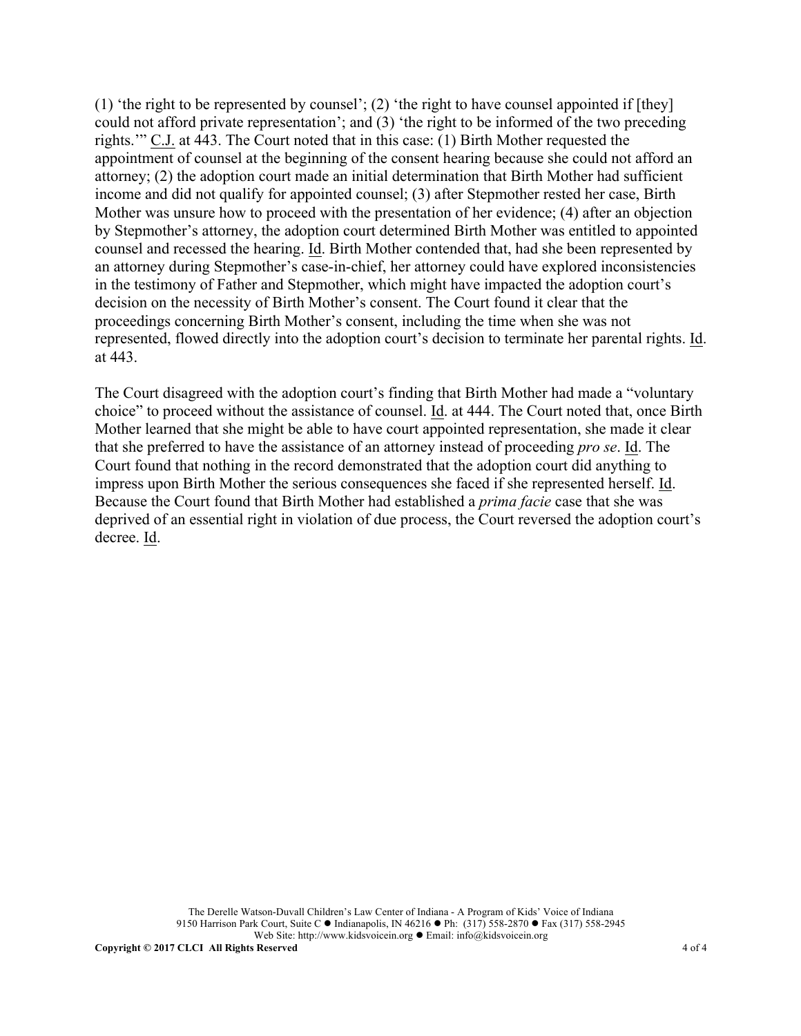(1) 'the right to be represented by counsel'; (2) 'the right to have counsel appointed if [they] could not afford private representation'; and (3) 'the right to be informed of the two preceding rights.'" C.J. at 443. The Court noted that in this case: (1) Birth Mother requested the appointment of counsel at the beginning of the consent hearing because she could not afford an attorney; (2) the adoption court made an initial determination that Birth Mother had sufficient income and did not qualify for appointed counsel; (3) after Stepmother rested her case, Birth Mother was unsure how to proceed with the presentation of her evidence; (4) after an objection by Stepmother's attorney, the adoption court determined Birth Mother was entitled to appointed counsel and recessed the hearing. Id. Birth Mother contended that, had she been represented by an attorney during Stepmother's case-in-chief, her attorney could have explored inconsistencies in the testimony of Father and Stepmother, which might have impacted the adoption court's decision on the necessity of Birth Mother's consent. The Court found it clear that the proceedings concerning Birth Mother's consent, including the time when she was not represented, flowed directly into the adoption court's decision to terminate her parental rights. Id. at 443.

The Court disagreed with the adoption court's finding that Birth Mother had made a "voluntary choice" to proceed without the assistance of counsel. Id. at 444. The Court noted that, once Birth Mother learned that she might be able to have court appointed representation, she made it clear that she preferred to have the assistance of an attorney instead of proceeding *pro se*. Id. The Court found that nothing in the record demonstrated that the adoption court did anything to impress upon Birth Mother the serious consequences she faced if she represented herself. Id. Because the Court found that Birth Mother had established a *prima facie* case that she was deprived of an essential right in violation of due process, the Court reversed the adoption court's decree. Id.